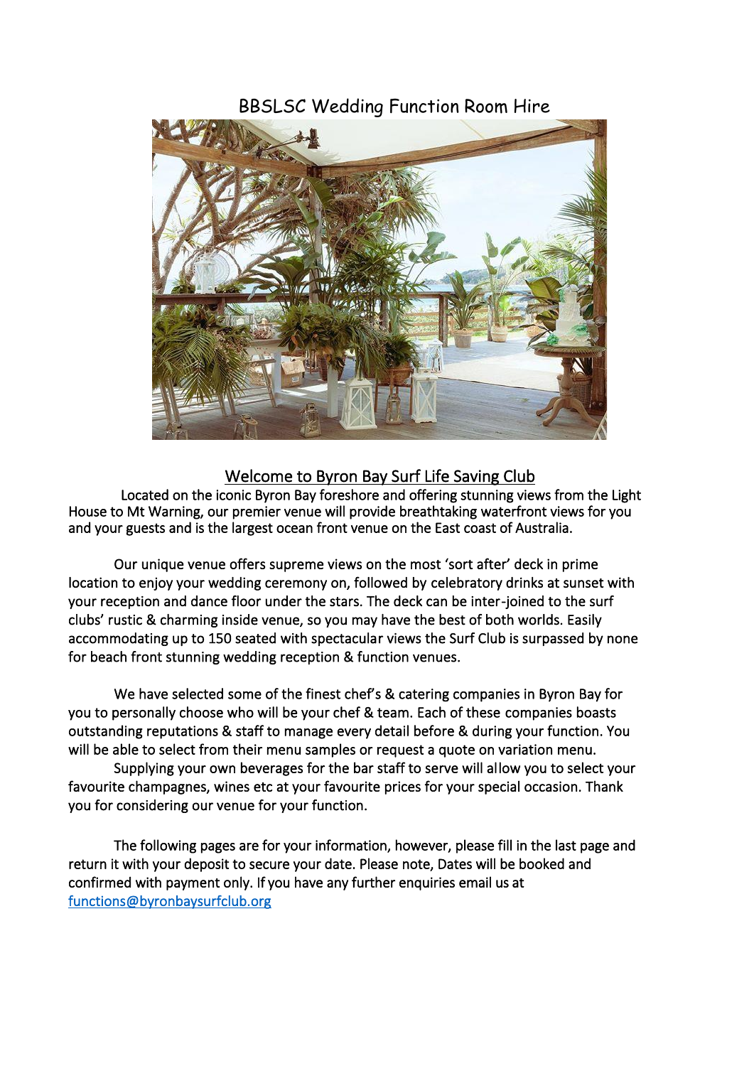# BBSLSC Wedding Function Room Hire

## Welcome to Byron Bay Surf Life Saving Club

Located on the iconic Byron Bay foreshore and offering stunning views from the Light House to Mt Warning, our premier venue will provide breathtaking waterfront views for you and your guests and is the largest ocean front venue on the East coast of Australia.

Our unique venue offers supreme views on the most 'sort after' deck in prime location to enjoy your wedding ceremony on, followed by celebratory drinks at sunset with your reception and dance floor under the stars. The deck can be inter-joined to the surf clubs' rustic & charming inside venue, so you may have the best of both worlds. Easily accommodating up to 150 seated with spectacular views the Surf Club is surpassed by none for beach front stunning wedding reception & function venues.

We have selected some of the finest chef's & catering companies in Byron Bay for you to personally choose who will be your chef & team. Each of these companies boasts outstanding reputations & staff to manage every detail before & during your function. You will be able to select from their menu samples or request a quote on variation menu.

Supplying your own beverages for the bar staff to serve will allow you to select your favourite champagnes, wines etc at your favourite prices for your special occasion. Thank you for considering our venue for your function.

The following pages are for your information, however, please fill in the last page and return it with your deposit to secure your date. Please note, Dates will be booked and confirmed with payment only. If you have any further enquiries email us at functions@byronbaysurfclub.org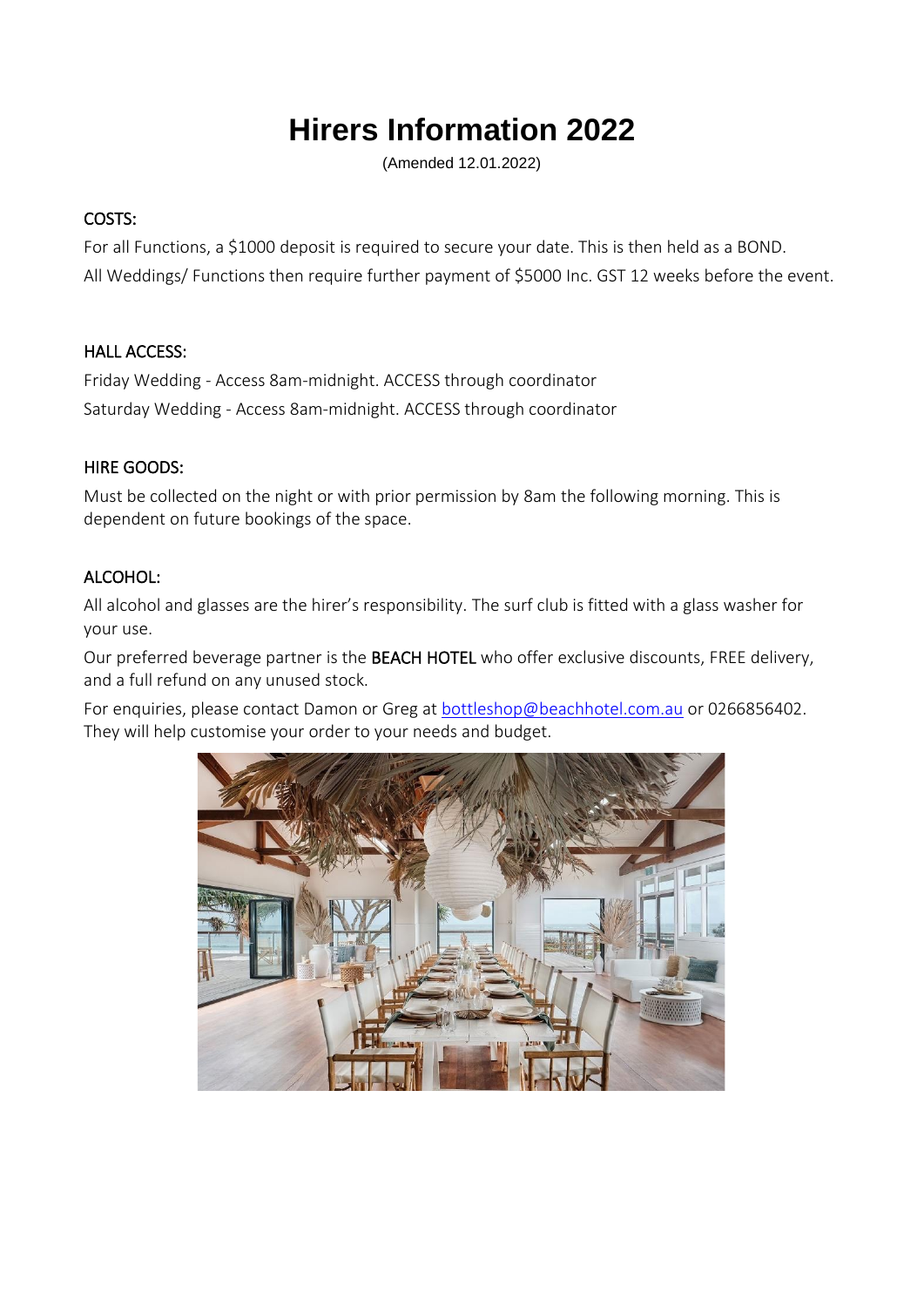# Hirers Information 2022

(Amended 12.01.2022)

## COSTS:

For all Functions, a $1000 deposit is required to secure your date. This is then held as a BOND.

All Weddings/ Functions then require further payment of $5000 Inc. GST 12 weeks before the event.

## HALL ACCESS:

Friday Wedding - Access 8am-midnight. ACCESS through coordinator

Saturday Wedding - Access 8am-midnight. ACCESS through coordinator

## HIRE GOODS:

Must be collected on the night or with prior permission by 8am the following morning. This is dependent on future bookings of the space.

## ALCOHOL:

All alcohol and glasses are the hirer's responsibility. The surf club is fitted with a glass washer for your use.

Our preferred beverage partner is the **BEACH HOTEL** who offer exclusive discounts, FREE delivery, and a full refund on any unused stock.

For enquiries, please contact Damon or Greg at bottleshop@beachhotel.com.au or 0266856402. They will help customise your order to your needs and budget.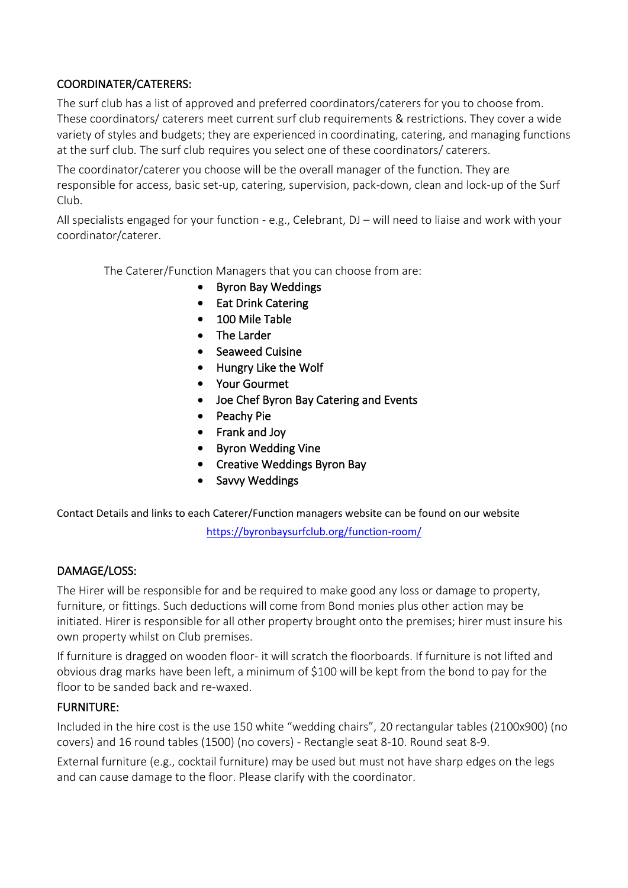## COORDINATER/CATERERS:

The surf club has a list of approved and preferred coordinators/caterers for you to choose from. These coordinators/ caterers meet current surf club requirements & restrictions. They cover a wide variety of styles and budgets; they are experienced in coordinating, catering, and managing functions at the surf club. The surf club requires you select one of these coordinators/ caterers.

The coordinator/caterer you choose will be the overall manager of the function. They are responsible for access, basic set-up, catering, supervision, pack-down, clean and lock-up of the Surf Club.

All specialists engaged for your function - e.g., Celebrant, DJ – will need to liaise and work with your coordinator/caterer.

The Caterer/Function Managers that you can choose from are:

- Byron Bay Weddings
- Eat Drink Catering
- 100 Mile Table
- The Larder
- Seaweed Cuisine
- Hungry Like the Wolf
- Your Gourmet
- Joe Chef Byron Bay Catering and Events
- Peachy Pie
- Frank and Joy
- Byron Wedding Vine
- Creative Weddings Byron Bay
- Savvy Weddings

Contact Details and links to each Caterer/Function managers website can be found on our website

https://byronbaysurfclub.org/function-room/

## DAMAGE/LOSS:

The Hirer will be responsible for and be required to make good any loss or damage to property, furniture, or fittings. Such deductions will come from Bond monies plus other action may be initiated. Hirer is responsible for all other property brought onto the premises; hirer must insure his own property whilst on Club premises.

If furniture is dragged on wooden floor- it will scratch the floorboards. If furniture is not lifted and obvious drag marks have been left, a minimum of $100 will be kept from the bond to pay for the floor to be sanded back and re-waxed.

## FURNITURE:

Included in the hire cost is the use 150 white "wedding chairs", 20 rectangular tables (2100x900) (no covers) and 16 round tables (1500) (no covers) - Rectangle seat 8-10. Round seat 8-9.

External furniture (e.g., cocktail furniture) may be used but must not have sharp edges on the legs and can cause damage to the floor. Please clarify with the coordinator.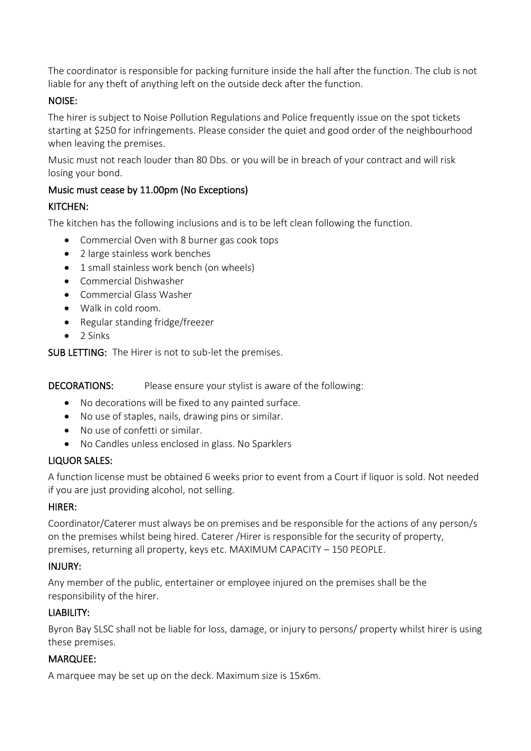The coordinator is responsible for packing furniture inside the hall after the function. The club is not liable for any theft of anything left on the outside deck after the function.

## NOISE:

The hirer is subject to Noise Pollution Regulations and Police frequently issue on the spot tickets starting at $250 for infringements. Please consider the quiet and good order of the neighbourhood when leaving the premises.

Music must not reach louder than 80 Dbs. or you will be in breach of your contract and will risk losing your bond.

**Music must cease by 11.00pm (No Exceptions)**

## KITCHEN:

The kitchen has the following inclusions and is to be left clean following the function.

- Commercial Oven with 8 burner gas cook tops
- 2 large stainless work benches
- 1 small stainless work bench (on wheels)
- Commercial Dishwasher
- Commercial Glass Washer
- Walk in cold room.
- Regular standing fridge/freezer
- 2 Sinks

**SUB LETTING:** The Hirer is not to sub-let the premises.

**DECORATIONS:** Please ensure your stylist is aware of the following:

- No decorations will be fixed to any painted surface.
- No use of staples, nails, drawing pins or similar.
- No use of confetti or similar.
- No Candles unless enclosed in glass. No Sparklers

## LIQUOR SALES:

A function license must be obtained 6 weeks prior to event from a Court if liquor is sold. Not needed if you are just providing alcohol, not selling.

## HIRER:

Coordinator/Caterer must always be on premises and be responsible for the actions of any person/s on the premises whilst being hired. Caterer /Hirer is responsible for the security of property, premises, returning all property, keys etc. MAXIMUM CAPACITY – 150 PEOPLE.

## INJURY:

Any member of the public, entertainer or employee injured on the premises shall be the responsibility of the hirer.

## LIABILITY:

Byron Bay SLSC shall not be liable for loss, damage, or injury to persons/ property whilst hirer is using these premises.

## MARQUEE:

A marquee may be set up on the deck. Maximum size is 15x6m.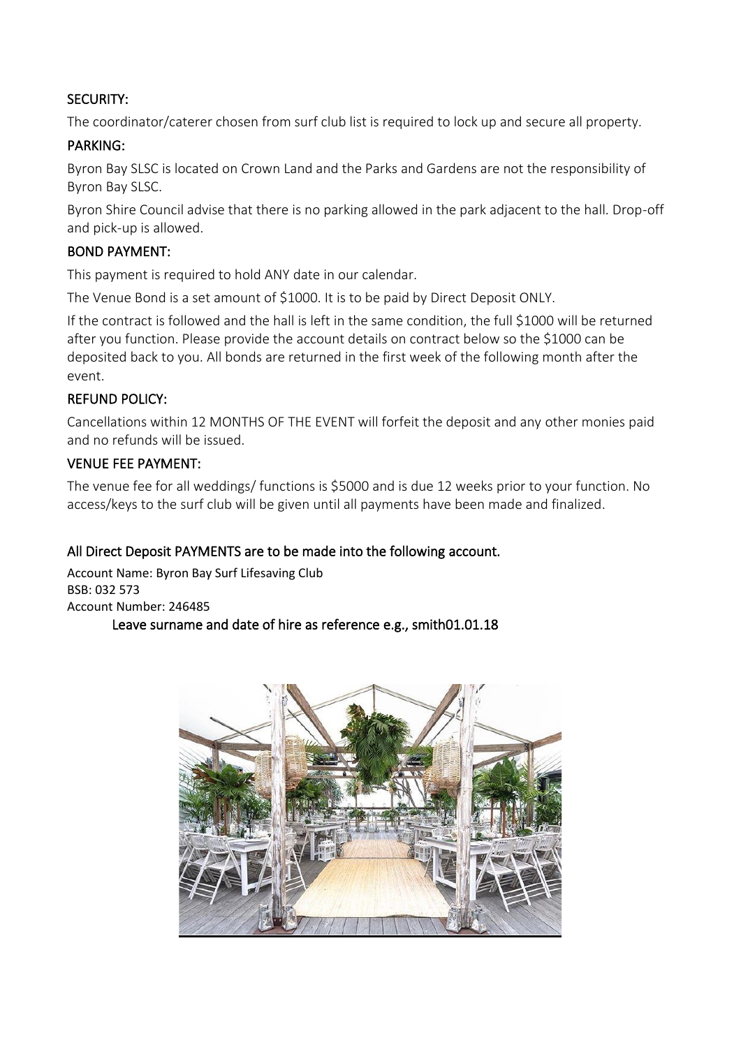## SECURITY:

The coordinator/caterer chosen from surf club list is required to lock up and secure all property.

## PARKING:

Byron Bay SLSC is located on Crown Land and the Parks and Gardens are not the responsibility of Byron Bay SLSC.

Byron Shire Council advise that there is no parking allowed in the park adjacent to the hall. Drop-off and pick-up is allowed.

## BOND PAYMENT:

This payment is required to hold ANY date in our calendar.

The Venue Bond is a set amount of $1000. It is to be paid by Direct Deposit ONLY.

If the contract is followed and the hall is left in the same condition, the full $1000 will be returned after you function. Please provide the account details on contract below so the $1000 can be deposited back to you. All bonds are returned in the first week of the following month after the event.

## REFUND POLICY:

Cancellations within 12 MONTHS OF THE EVENT will forfeit the deposit and any other monies paid and no refunds will be issued.

## VENUE FEE PAYMENT:

The venue fee for all weddings/ functions is $5000 and is due 12 weeks prior to your function. No access/keys to the surf club will be given until all payments have been made and finalized.

### All Direct Deposit PAYMENTS are to be made into the following account.

Account Name: Byron Bay Surf Lifesaving Club
BSB: 032 573
Account Number: 246485

Leave surname and date of hire as reference e.g., smith01.01.18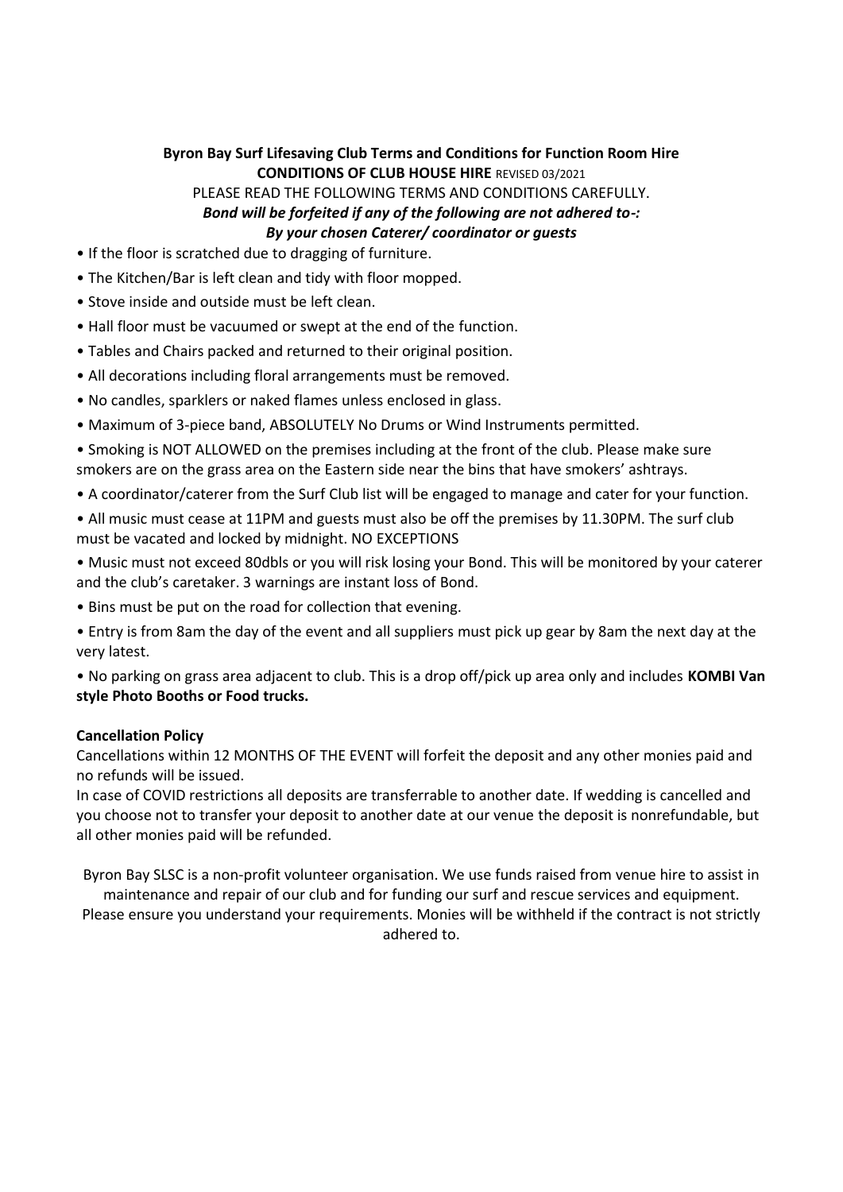**Byron Bay Surf Lifesaving Club Terms and Conditions for Function Room Hire**

**CONDITIONS OF CLUB HOUSE HIRE** REVISED 03/2021

PLEASE READ THE FOLLOWING TERMS AND CONDITIONS CAREFULLY.

***Bond will be forfeited if any of the following are not adhered to-:***

***By your chosen Caterer/ coordinator or guests***

- If the floor is scratched due to dragging of furniture.
- The Kitchen/Bar is left clean and tidy with floor mopped.
- Stove inside and outside must be left clean.
- Hall floor must be vacuumed or swept at the end of the function.
- Tables and Chairs packed and returned to their original position.
- All decorations including floral arrangements must be removed.
- No candles, sparklers or naked flames unless enclosed in glass.
- Maximum of 3-piece band, ABSOLUTELY No Drums or Wind Instruments permitted.
- Smoking is NOT ALLOWED on the premises including at the front of the club. Please make sure smokers are on the grass area on the Eastern side near the bins that have smokers' ashtrays.
- A coordinator/caterer from the Surf Club list will be engaged to manage and cater for your function.
- All music must cease at 11PM and guests must also be off the premises by 11.30PM. The surf club must be vacated and locked by midnight. NO EXCEPTIONS
- Music must not exceed 80dbls or you will risk losing your Bond. This will be monitored by your caterer and the club's caretaker. 3 warnings are instant loss of Bond.
- Bins must be put on the road for collection that evening.
- Entry is from 8am the day of the event and all suppliers must pick up gear by 8am the next day at the very latest.
- No parking on grass area adjacent to club. This is a drop off/pick up area only and includes **KOMBI Van style Photo Booths or Food trucks.**

**Cancellation Policy**

Cancellations within 12 MONTHS OF THE EVENT will forfeit the deposit and any other monies paid and no refunds will be issued.

In case of COVID restrictions all deposits are transferrable to another date. If wedding is cancelled and you choose not to transfer your deposit to another date at our venue the deposit is nonrefundable, but all other monies paid will be refunded.

Byron Bay SLSC is a non-profit volunteer organisation. We use funds raised from venue hire to assist in maintenance and repair of our club and for funding our surf and rescue services and equipment. Please ensure you understand your requirements. Monies will be withheld if the contract is not strictly adhered to.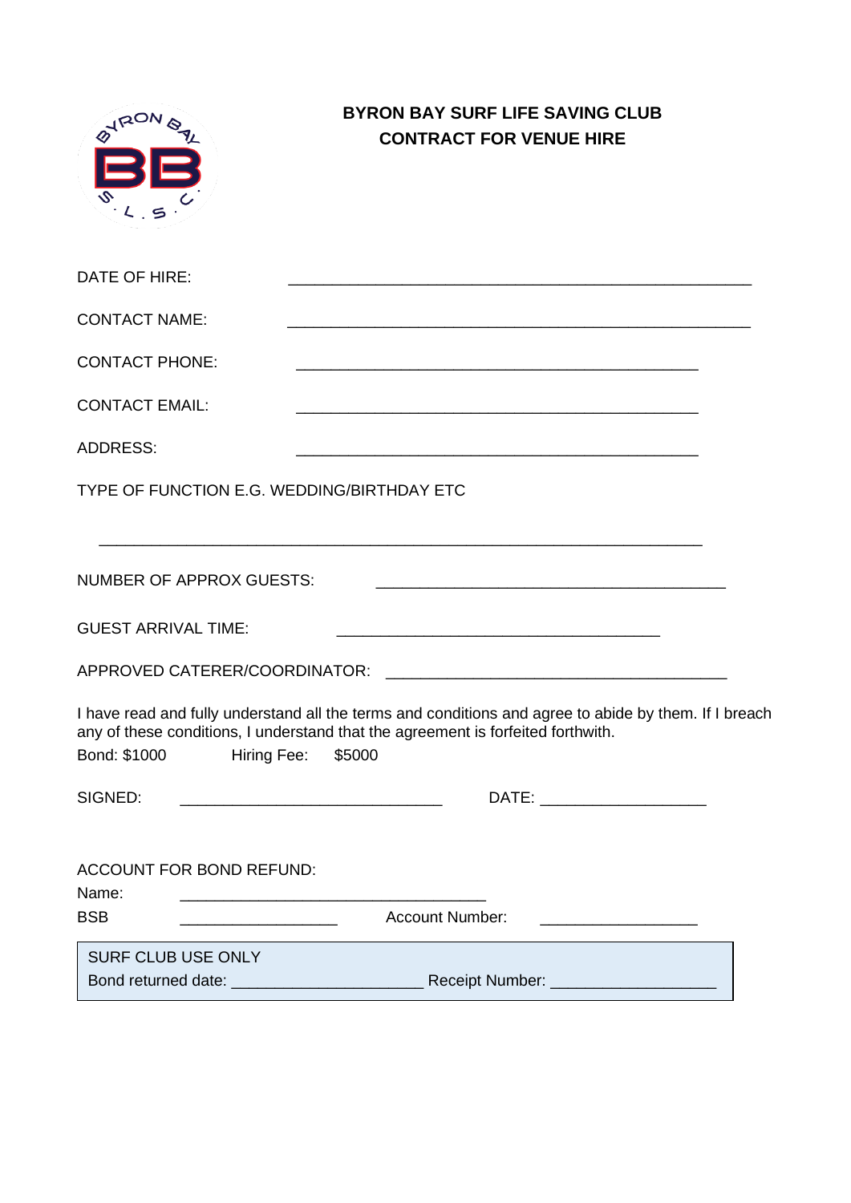# BYRON BAY SURF LIFE SAVING CLUB
# CONTRACT FOR VENUE HIRE

DATE OF HIRE: _______________________________________________________

CONTACT NAME: _______________________________________________________

CONTACT PHONE: ______________________________________________

CONTACT EMAIL: ______________________________________________

ADDRESS: ______________________________________________

TYPE OF FUNCTION E.G. WEDDING/BIRTHDAY ETC

_______________________________________________________________________

NUMBER OF APPROX GUESTS: ________________________________________

GUEST ARRIVAL TIME: ______________________________________

APPROVED CATERER/COORDINATOR: ________________________________________

I have read and fully understand all the terms and conditions and agree to abide by them. If I breach any of these conditions, I understand that the agreement is forfeited forthwith.

Bond: $1000 Hiring Fee: $5000

SIGNED: ______________________________ DATE: ___________________

ACCOUNT FOR BOND REFUND:

Name: ___________________________________

BSB __________________ Account Number: __________________

| SURF CLUB USE ONLY |
|---|
| Bond returned date: ______________________ Receipt Number: ___________________ |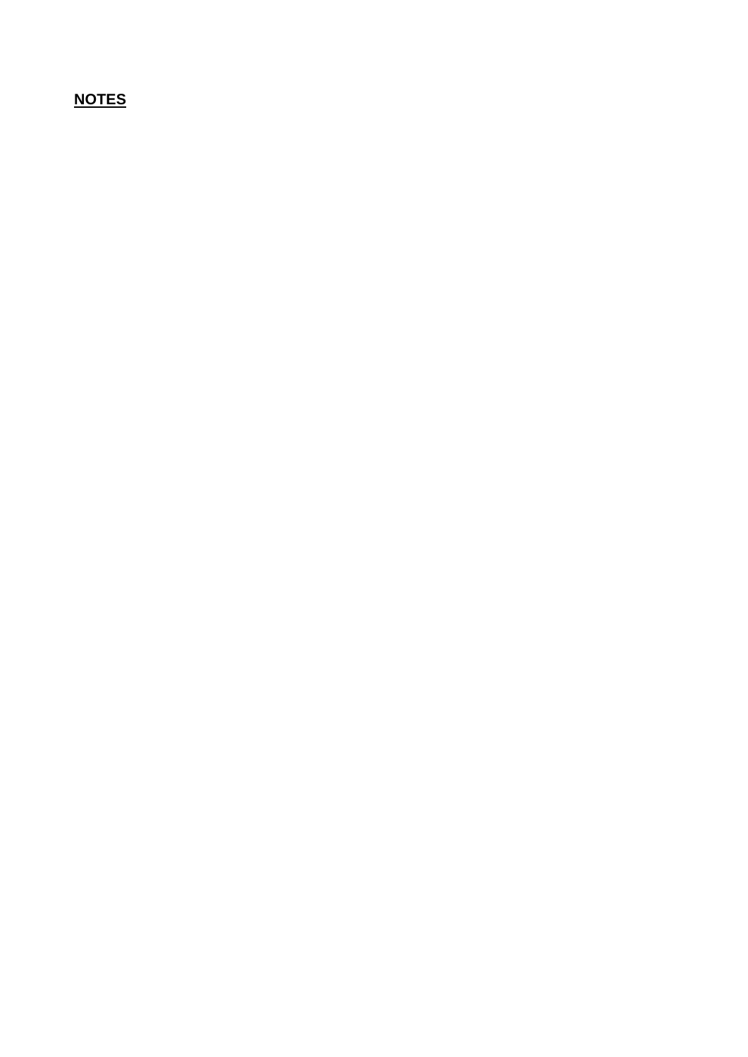**NOTES**